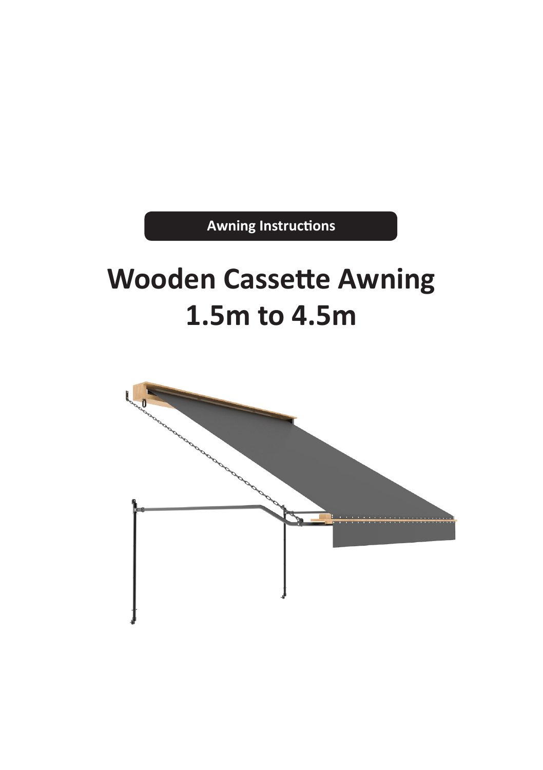Awning Instructions

# Wooden Cassette Awning 1.5m to 4.5m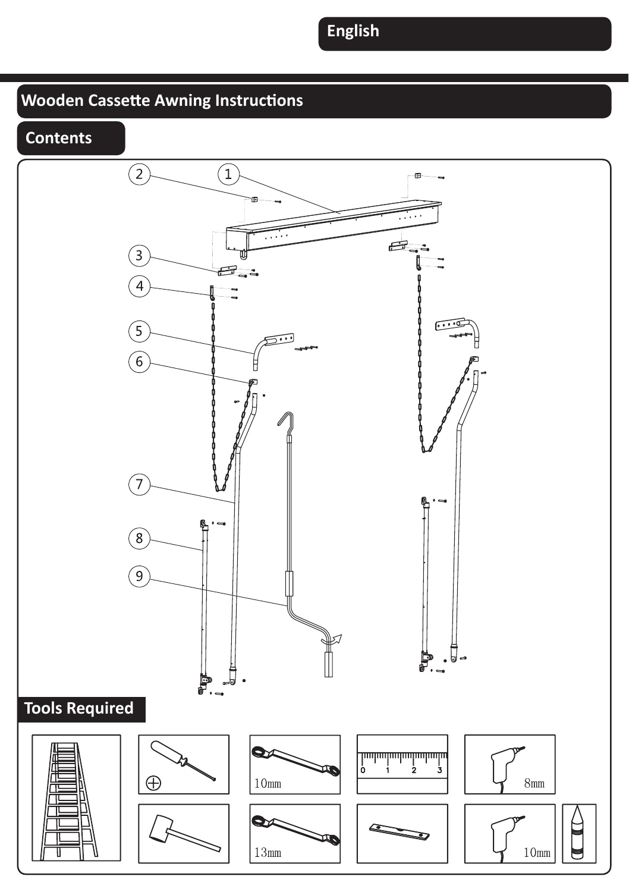English

# Wooden Cassette Awning Instructions

## Contents

1
2
3
4
5
6
7
8
9

## Tools Required

10mm

8mm

13mm

10mm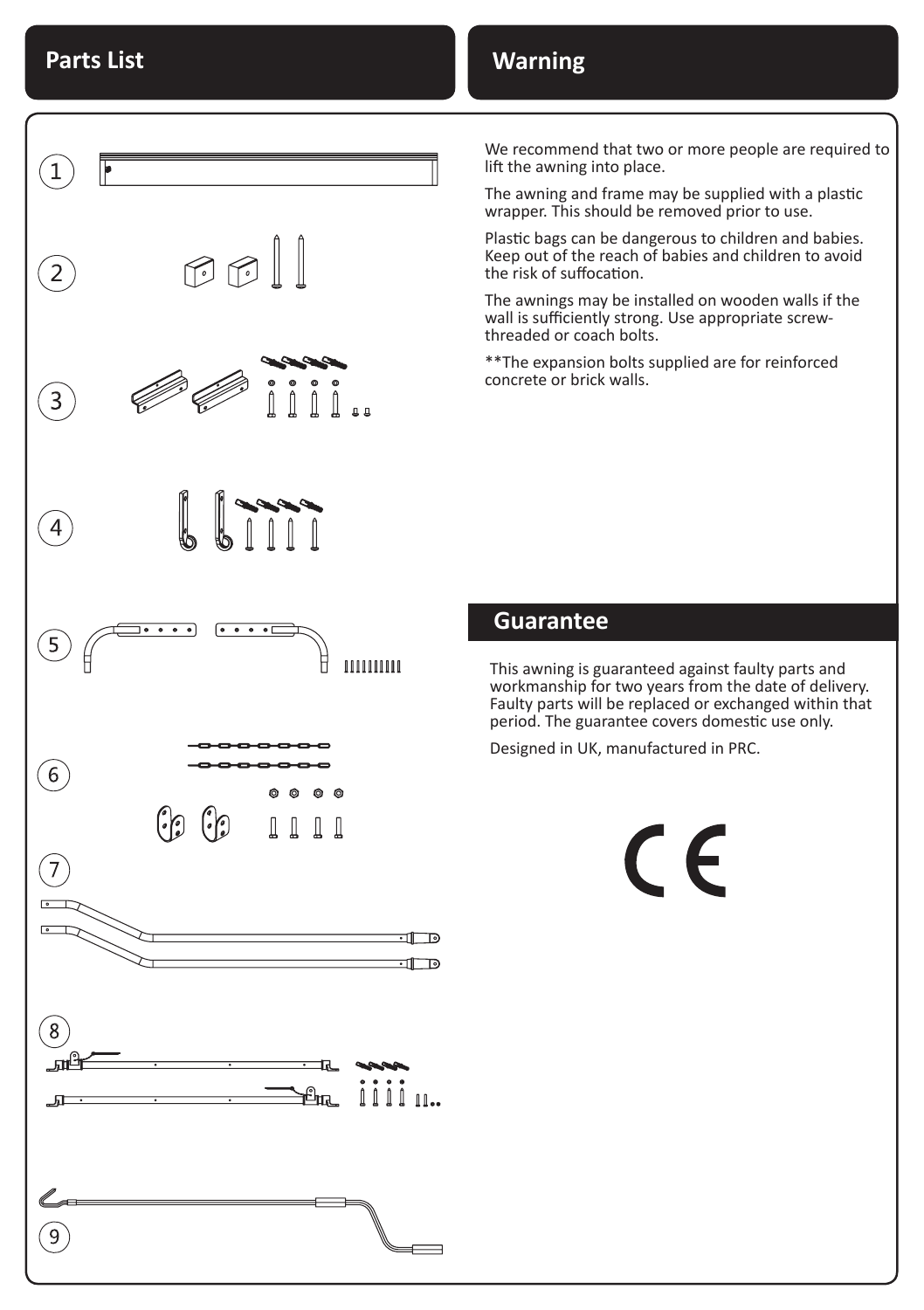## Parts List

1

2

3

4

5

6

7

8

9

## Warning

We recommend that two or more people are required to lift the awning into place.

The awning and frame may be supplied with a plastic wrapper. This should be removed prior to use.

Plastic bags can be dangerous to children and babies. Keep out of the reach of babies and children to avoid the risk of suffocation.

The awnings may be installed on wooden walls if the wall is sufficiently strong. Use appropriate screw-threaded or coach bolts.

**The expansion bolts supplied are for reinforced concrete or brick walls.

## Guarantee

This awning is guaranteed against faulty parts and workmanship for two years from the date of delivery. Faulty parts will be replaced or exchanged within that period. The guarantee covers domestic use only.

Designed in UK, manufactured in PRC.

CE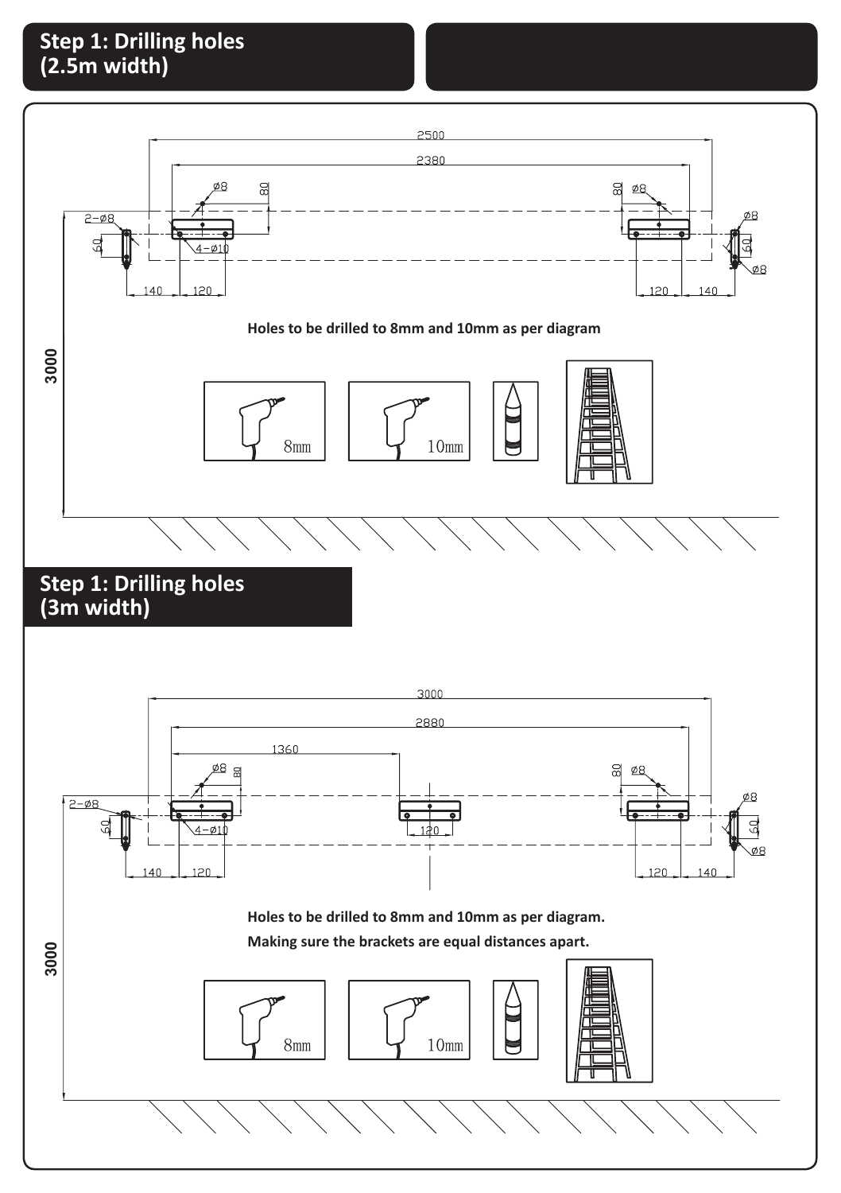## Step 1: Drilling holes (2.5m width)

Holes to be drilled to 8mm and 10mm as per diagram

## Step 1: Drilling holes (3m width)

Holes to be drilled to 8mm and 10mm as per diagram.

Making sure the brackets are equal distances apart.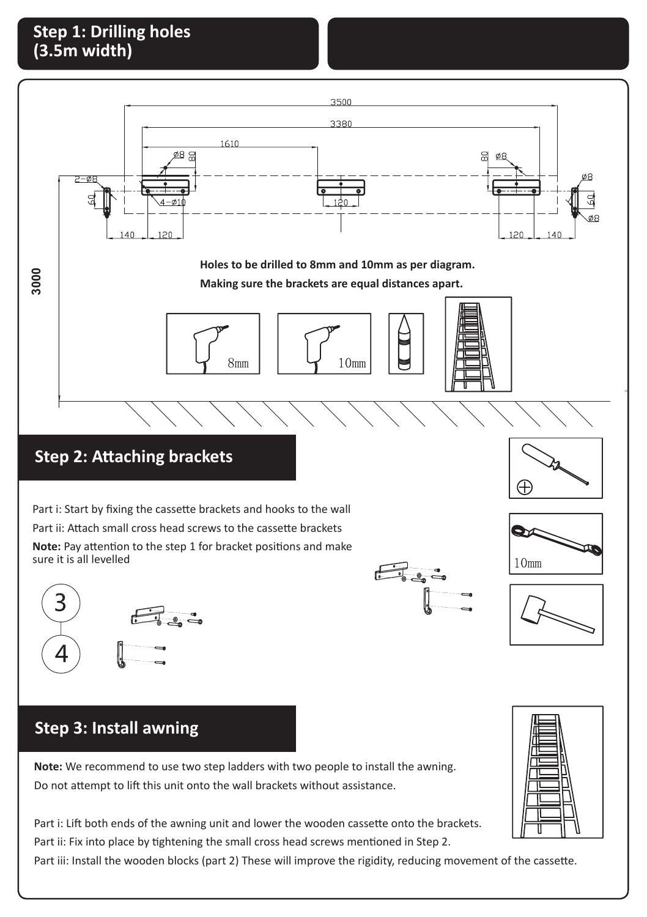## Step 1: Drilling holes (3.5m width)

**Holes to be drilled to 8mm and 10mm as per diagram.**

**Making sure the brackets are equal distances apart.**

## Step 2: Attaching brackets

Part i: Start by fixing the cassette brackets and hooks to the wall

Part ii: Attach small cross head screws to the cassette brackets

**Note:** Pay attention to the step 1 for bracket positions and make sure it is all levelled

## Step 3: Install awning

**Note:** We recommend to use two step ladders with two people to install the awning.

Do not attempt to lift this unit onto the wall brackets without assistance.

Part i: Lift both ends of the awning unit and lower the wooden cassette onto the brackets.

Part ii: Fix into place by tightening the small cross head screws mentioned in Step 2.

Part iii: Install the wooden blocks (part 2) These will improve the rigidity, reducing movement of the cassette.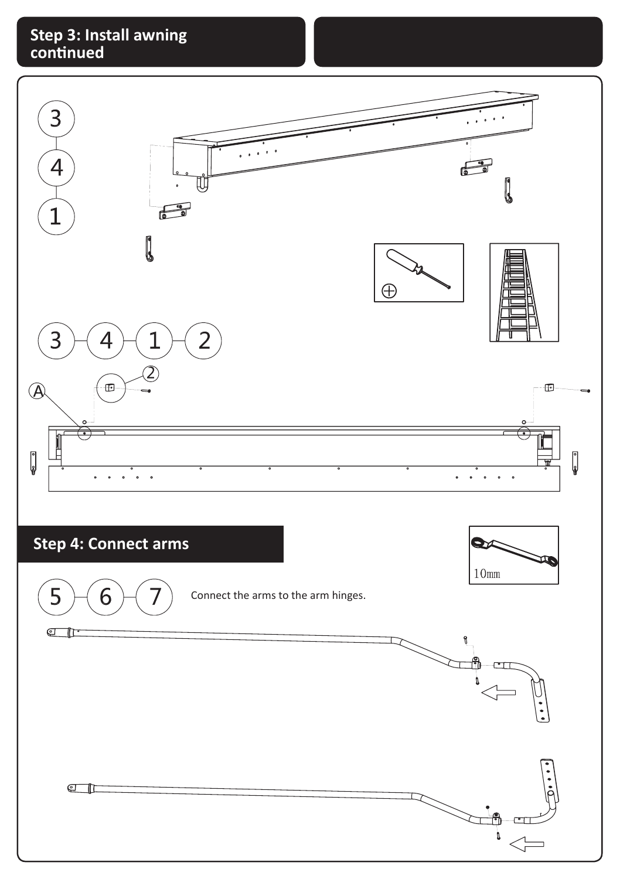## Step 3: Install awning continued

3 - 4 - 1

3 - 4 - 1 - 2

A

2

## Step 4: Connect arms

10mm

5 - 6 - 7

Connect the arms to the arm hinges.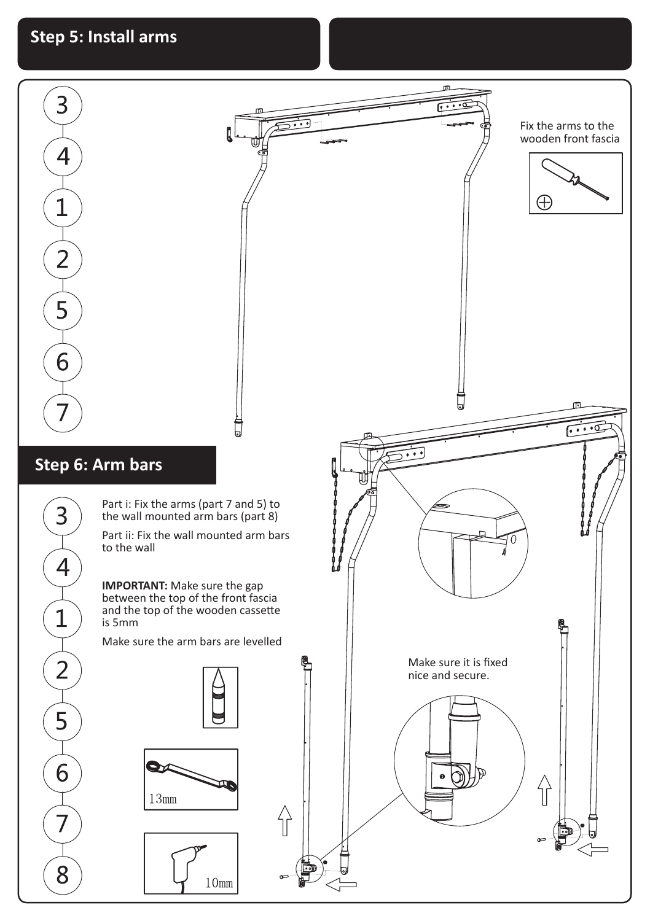## Step 5: Install arms

3
4
1
2
5
6
7

Fix the arms to the wooden front fascia

## Step 6: Arm bars

3
4
1
2
5
6
7
8

Part i: Fix the arms (part 7 and 5) to the wall mounted arm bars (part 8)

Part ii: Fix the wall mounted arm bars to the wall

**IMPORTANT:** Make sure the gap between the top of the front fascia and the top of the wooden cassette is 5mm

Make sure the arm bars are levelled

13mm

10mm

Make sure it is fixed nice and secure.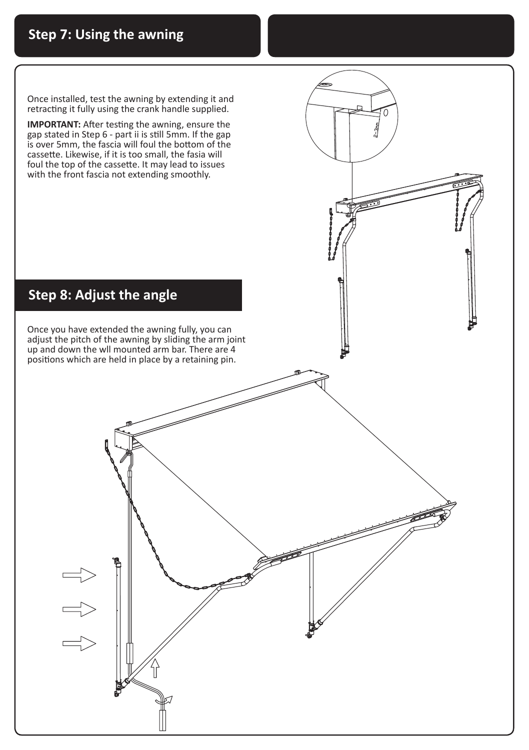## Step 7: Using the awning

Once installed, test the awning by extending it and retracting it fully using the crank handle supplied.

**IMPORTANT:** After testing the awning, ensure the gap stated in Step 6 - part ii is still 5mm. If the gap is over 5mm, the fascia will foul the bottom of the cassette. Likewise, if it is too small, the fasia will foul the top of the cassette. It may lead to issues with the front fascia not extending smoothly.

## Step 8: Adjust the angle

Once you have extended the awning fully, you can adjust the pitch of the awning by sliding the arm joint up and down the wll mounted arm bar. There are 4 positions which are held in place by a retaining pin.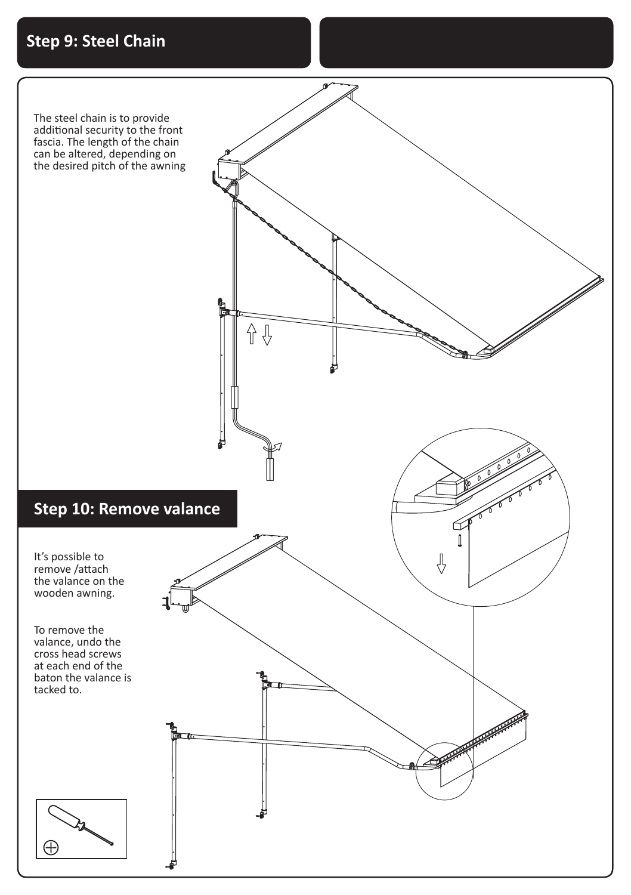## Step 9: Steel Chain

The steel chain is to provide additional security to the front fascia. The length of the chain can be altered, depending on the desired pitch of the awning

## Step 10: Remove valance

It's possible to remove /attach the valance on the wooden awning.

To remove the valance, undo the cross head screws at each end of the baton the valance is tacked to.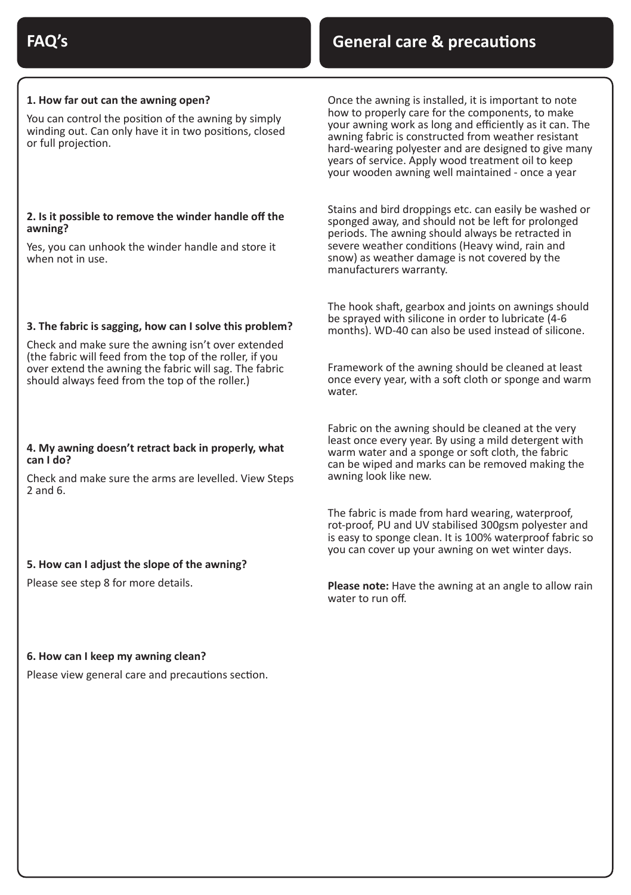## FAQ's

**1. How far out can the awning open?**

You can control the position of the awning by simply winding out. Can only have it in two positions, closed or full projection.

**2. Is it possible to remove the winder handle off the awning?**

Yes, you can unhook the winder handle and store it when not in use.

**3. The fabric is sagging, how can I solve this problem?**

Check and make sure the awning isn't over extended (the fabric will feed from the top of the roller, if you over extend the awning the fabric will sag. The fabric should always feed from the top of the roller.)

**4. My awning doesn't retract back in properly, what can I do?**

Check and make sure the arms are levelled. View Steps 2 and 6.

**5. How can I adjust the slope of the awning?**

Please see step 8 for more details.

**6. How can I keep my awning clean?**

Please view general care and precautions section.

## General care & precautions

Once the awning is installed, it is important to note how to properly care for the components, to make your awning work as long and efficiently as it can. The awning fabric is constructed from weather resistant hard-wearing polyester and are designed to give many years of service. Apply wood treatment oil to keep your wooden awning well maintained - once a year

Stains and bird droppings etc. can easily be washed or sponged away, and should not be left for prolonged periods. The awning should always be retracted in severe weather conditions (Heavy wind, rain and snow) as weather damage is not covered by the manufacturers warranty.

The hook shaft, gearbox and joints on awnings should be sprayed with silicone in order to lubricate (4-6 months). WD-40 can also be used instead of silicone.

Framework of the awning should be cleaned at least once every year, with a soft cloth or sponge and warm water.

Fabric on the awning should be cleaned at the very least once every year. By using a mild detergent with warm water and a sponge or soft cloth, the fabric can be wiped and marks can be removed making the awning look like new.

The fabric is made from hard wearing, waterproof, rot-proof, PU and UV stabilised 300gsm polyester and is easy to sponge clean. It is 100% waterproof fabric so you can cover up your awning on wet winter days.

**Please note:** Have the awning at an angle to allow rain water to run off.